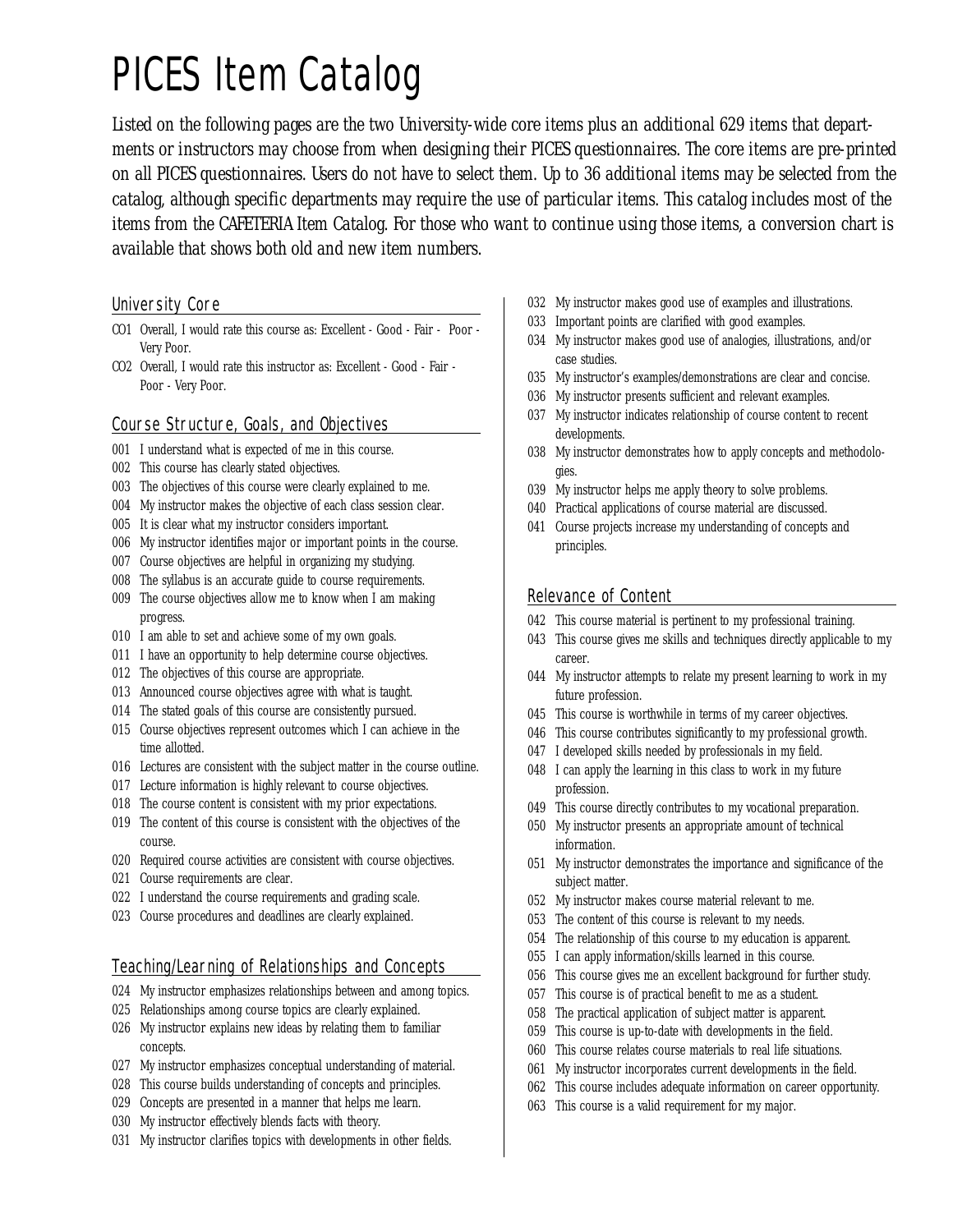# PICES Item Catalog

*Listed on the following pages are the two University-wide core items plus an additional 629 items that departments or instructors may choose from when designing their PICES questionnaires. The core items are pre-printed on all PICES questionnaires. Users do not have to select them. Up to 36 additional items may be selected from the catalog, although specific departments may require the use of particular items. This catalog includes most of the items from the CAFETERIA Item Catalog. For those who want to continue using those items, a conversion chart is available that shows both old and new item numbers.*

## University Core

CO1 Overall, I would rate this course as: Excellent - Good - Fair - Poor - Very Poor.
CO2 Overall, I would rate this instructor as: Excellent - Good - Fair - Poor - Very Poor.

## Course Structure, Goals, and Objectives

001 I understand what is expected of me in this course.
002 This course has clearly stated objectives.
003 The objectives of this course were clearly explained to me.
004 My instructor makes the objective of each class session clear.
005 It is clear what my instructor considers important.
006 My instructor identifies major or important points in the course.
007 Course objectives are helpful in organizing my studying.
008 The syllabus is an accurate guide to course requirements.
009 The course objectives allow me to know when I am making progress.
010 I am able to set and achieve some of my own goals.
011 I have an opportunity to help determine course objectives.
012 The objectives of this course are appropriate.
013 Announced course objectives agree with what is taught.
014 The stated goals of this course are consistently pursued.
015 Course objectives represent outcomes which I can achieve in the time allotted.
016 Lectures are consistent with the subject matter in the course outline.
017 Lecture information is highly relevant to course objectives.
018 The course content is consistent with my prior expectations.
019 The content of this course is consistent with the objectives of the course.
020 Required course activities are consistent with course objectives.
021 Course requirements are clear.
022 I understand the course requirements and grading scale.
023 Course procedures and deadlines are clearly explained.

## Teaching/Learning of Relationships and Concepts

024 My instructor emphasizes relationships between and among topics.
025 Relationships among course topics are clearly explained.
026 My instructor explains new ideas by relating them to familiar concepts.
027 My instructor emphasizes conceptual understanding of material.
028 This course builds understanding of concepts and principles.
029 Concepts are presented in a manner that helps me learn.
030 My instructor effectively blends facts with theory.
031 My instructor clarifies topics with developments in other fields.
032 My instructor makes good use of examples and illustrations.
033 Important points are clarified with good examples.
034 My instructor makes good use of analogies, illustrations, and/or case studies.
035 My instructor's examples/demonstrations are clear and concise.
036 My instructor presents sufficient and relevant examples.
037 My instructor indicates relationship of course content to recent developments.
038 My instructor demonstrates how to apply concepts and methodologies.
039 My instructor helps me apply theory to solve problems.
040 Practical applications of course material are discussed.
041 Course projects increase my understanding of concepts and principles.

## Relevance of Content

042 This course material is pertinent to my professional training.
043 This course gives me skills and techniques directly applicable to my career.
044 My instructor attempts to relate my present learning to work in my future profession.
045 This course is worthwhile in terms of my career objectives.
046 This course contributes significantly to my professional growth.
047 I developed skills needed by professionals in my field.
048 I can apply the learning in this class to work in my future profession.
049 This course directly contributes to my vocational preparation.
050 My instructor presents an appropriate amount of technical information.
051 My instructor demonstrates the importance and significance of the subject matter.
052 My instructor makes course material relevant to me.
053 The content of this course is relevant to my needs.
054 The relationship of this course to my education is apparent.
055 I can apply information/skills learned in this course.
056 This course gives me an excellent background for further study.
057 This course is of practical benefit to me as a student.
058 The practical application of subject matter is apparent.
059 This course is up-to-date with developments in the field.
060 This course relates course materials to real life situations.
061 My instructor incorporates current developments in the field.
062 This course includes adequate information on career opportunity.
063 This course is a valid requirement for my major.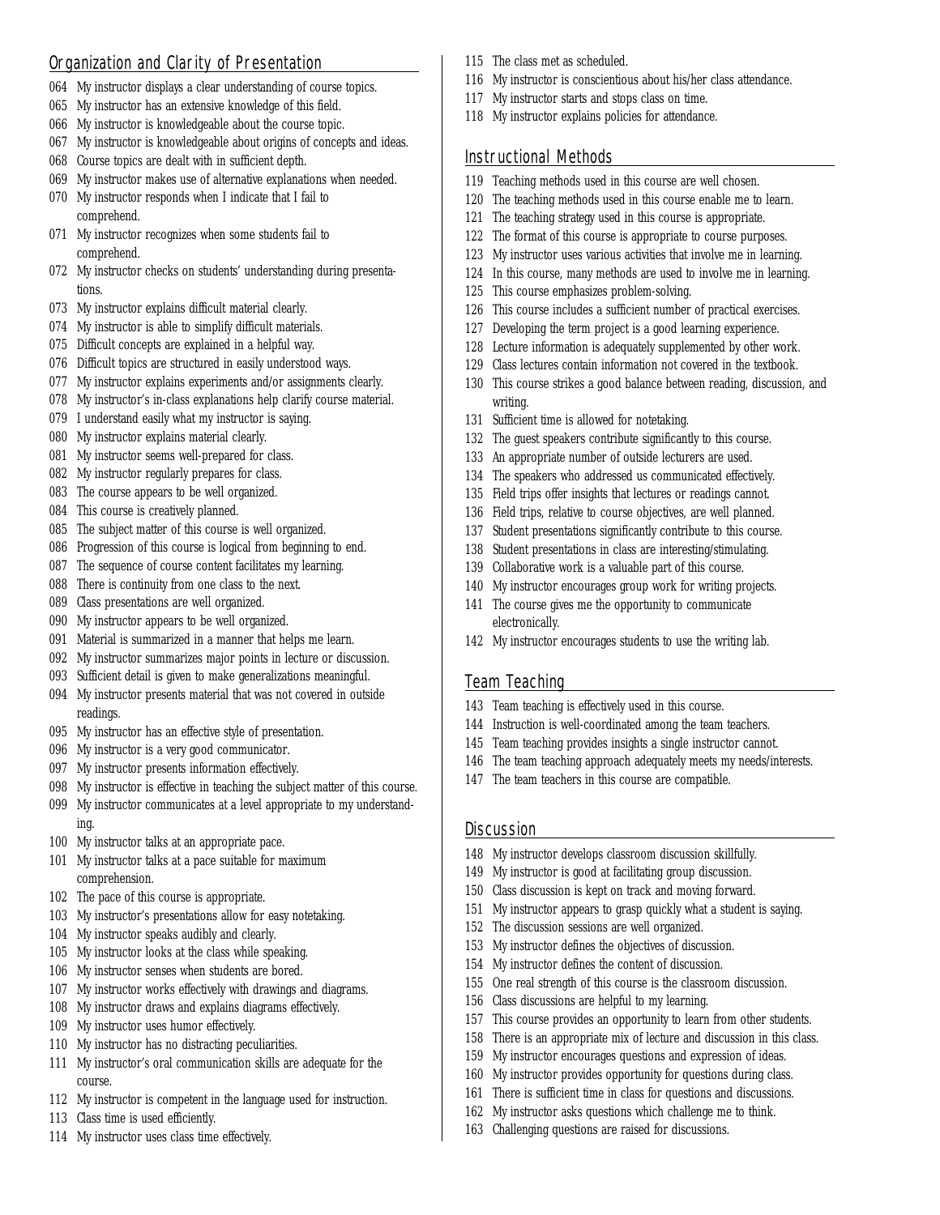## Organization and Clarity of Presentation

064 My instructor displays a clear understanding of course topics.
065 My instructor has an extensive knowledge of this field.
066 My instructor is knowledgeable about the course topic.
067 My instructor is knowledgeable about origins of concepts and ideas.
068 Course topics are dealt with in sufficient depth.
069 My instructor makes use of alternative explanations when needed.
070 My instructor responds when I indicate that I fail to comprehend.
071 My instructor recognizes when some students fail to comprehend.
072 My instructor checks on students' understanding during presentations.
073 My instructor explains difficult material clearly.
074 My instructor is able to simplify difficult materials.
075 Difficult concepts are explained in a helpful way.
076 Difficult topics are structured in easily understood ways.
077 My instructor explains experiments and/or assignments clearly.
078 My instructor's in-class explanations help clarify course material.
079 I understand easily what my instructor is saying.
080 My instructor explains material clearly.
081 My instructor seems well-prepared for class.
082 My instructor regularly prepares for class.
083 The course appears to be well organized.
084 This course is creatively planned.
085 The subject matter of this course is well organized.
086 Progression of this course is logical from beginning to end.
087 The sequence of course content facilitates my learning.
088 There is continuity from one class to the next.
089 Class presentations are well organized.
090 My instructor appears to be well organized.
091 Material is summarized in a manner that helps me learn.
092 My instructor summarizes major points in lecture or discussion.
093 Sufficient detail is given to make generalizations meaningful.
094 My instructor presents material that was not covered in outside readings.
095 My instructor has an effective style of presentation.
096 My instructor is a very good communicator.
097 My instructor presents information effectively.
098 My instructor is effective in teaching the subject matter of this course.
099 My instructor communicates at a level appropriate to my understanding.
100 My instructor talks at an appropriate pace.
101 My instructor talks at a pace suitable for maximum comprehension.
102 The pace of this course is appropriate.
103 My instructor's presentations allow for easy notetaking.
104 My instructor speaks audibly and clearly.
105 My instructor looks at the class while speaking.
106 My instructor senses when students are bored.
107 My instructor works effectively with drawings and diagrams.
108 My instructor draws and explains diagrams effectively.
109 My instructor uses humor effectively.
110 My instructor has no distracting peculiarities.
111 My instructor's oral communication skills are adequate for the course.
112 My instructor is competent in the language used for instruction.
113 Class time is used efficiently.
114 My instructor uses class time effectively.
115 The class met as scheduled.
116 My instructor is conscientious about his/her class attendance.
117 My instructor starts and stops class on time.
118 My instructor explains policies for attendance.

## Instructional Methods

119 Teaching methods used in this course are well chosen.
120 The teaching methods used in this course enable me to learn.
121 The teaching strategy used in this course is appropriate.
122 The format of this course is appropriate to course purposes.
123 My instructor uses various activities that involve me in learning.
124 In this course, many methods are used to involve me in learning.
125 This course emphasizes problem-solving.
126 This course includes a sufficient number of practical exercises.
127 Developing the term project is a good learning experience.
128 Lecture information is adequately supplemented by other work.
129 Class lectures contain information not covered in the textbook.
130 This course strikes a good balance between reading, discussion, and writing.
131 Sufficient time is allowed for notetaking.
132 The guest speakers contribute significantly to this course.
133 An appropriate number of outside lecturers are used.
134 The speakers who addressed us communicated effectively.
135 Field trips offer insights that lectures or readings cannot.
136 Field trips, relative to course objectives, are well planned.
137 Student presentations significantly contribute to this course.
138 Student presentations in class are interesting/stimulating.
139 Collaborative work is a valuable part of this course.
140 My instructor encourages group work for writing projects.
141 The course gives me the opportunity to communicate electronically.
142 My instructor encourages students to use the writing lab.

## Team Teaching

143 Team teaching is effectively used in this course.
144 Instruction is well-coordinated among the team teachers.
145 Team teaching provides insights a single instructor cannot.
146 The team teaching approach adequately meets my needs/interests.
147 The team teachers in this course are compatible.

## Discussion

148 My instructor develops classroom discussion skillfully.
149 My instructor is good at facilitating group discussion.
150 Class discussion is kept on track and moving forward.
151 My instructor appears to grasp quickly what a student is saying.
152 The discussion sessions are well organized.
153 My instructor defines the objectives of discussion.
154 My instructor defines the content of discussion.
155 One real strength of this course is the classroom discussion.
156 Class discussions are helpful to my learning.
157 This course provides an opportunity to learn from other students.
158 There is an appropriate mix of lecture and discussion in this class.
159 My instructor encourages questions and expression of ideas.
160 My instructor provides opportunity for questions during class.
161 There is sufficient time in class for questions and discussions.
162 My instructor asks questions which challenge me to think.
163 Challenging questions are raised for discussions.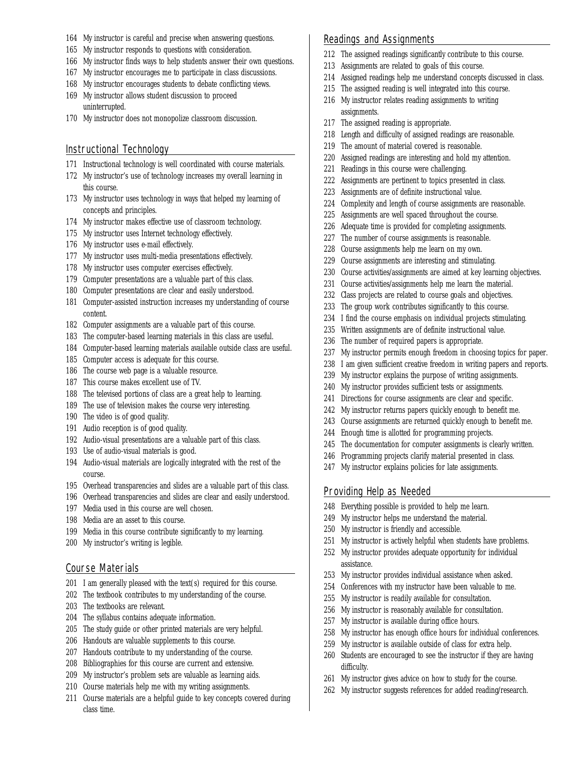164 My instructor is careful and precise when answering questions.
165 My instructor responds to questions with consideration.
166 My instructor finds ways to help students answer their own questions.
167 My instructor encourages me to participate in class discussions.
168 My instructor encourages students to debate conflicting views.
169 My instructor allows student discussion to proceed uninterrupted.
170 My instructor does not monopolize classroom discussion.

## Instructional Technology

171 Instructional technology is well coordinated with course materials.
172 My instructor's use of technology increases my overall learning in this course.
173 My instructor uses technology in ways that helped my learning of concepts and principles.
174 My instructor makes effective use of classroom technology.
175 My instructor uses Internet technology effectively.
176 My instructor uses e-mail effectively.
177 My instructor uses multi-media presentations effectively.
178 My instructor uses computer exercises effectively.
179 Computer presentations are a valuable part of this class.
180 Computer presentations are clear and easily understood.
181 Computer-assisted instruction increases my understanding of course content.
182 Computer assignments are a valuable part of this course.
183 The computer-based learning materials in this class are useful.
184 Computer-based learning materials available outside class are useful.
185 Computer access is adequate for this course.
186 The course web page is a valuable resource.
187 This course makes excellent use of TV.
188 The televised portions of class are a great help to learning.
189 The use of television makes the course very interesting.
190 The video is of good quality.
191 Audio reception is of good quality.
192 Audio-visual presentations are a valuable part of this class.
193 Use of audio-visual materials is good.
194 Audio-visual materials are logically integrated with the rest of the course.
195 Overhead transparencies and slides are a valuable part of this class.
196 Overhead transparencies and slides are clear and easily understood.
197 Media used in this course are well chosen.
198 Media are an asset to this course.
199 Media in this course contribute significantly to my learning.
200 My instructor's writing is legible.

## Course Materials

201 I am generally pleased with the text(s) required for this course.
202 The textbook contributes to my understanding of the course.
203 The textbooks are relevant.
204 The syllabus contains adequate information.
205 The study guide or other printed materials are very helpful.
206 Handouts are valuable supplements to this course.
207 Handouts contribute to my understanding of the course.
208 Bibliographies for this course are current and extensive.
209 My instructor's problem sets are valuable as learning aids.
210 Course materials help me with my writing assignments.
211 Course materials are a helpful guide to key concepts covered during class time.

## Readings and Assignments

212 The assigned readings significantly contribute to this course.
213 Assignments are related to goals of this course.
214 Assigned readings help me understand concepts discussed in class.
215 The assigned reading is well integrated into this course.
216 My instructor relates reading assignments to writing assignments.
217 The assigned reading is appropriate.
218 Length and difficulty of assigned readings are reasonable.
219 The amount of material covered is reasonable.
220 Assigned readings are interesting and hold my attention.
221 Readings in this course were challenging.
222 Assignments are pertinent to topics presented in class.
223 Assignments are of definite instructional value.
224 Complexity and length of course assignments are reasonable.
225 Assignments are well spaced throughout the course.
226 Adequate time is provided for completing assignments.
227 The number of course assignments is reasonable.
228 Course assignments help me learn on my own.
229 Course assignments are interesting and stimulating.
230 Course activities/assignments are aimed at key learning objectives.
231 Course activities/assignments help me learn the material.
232 Class projects are related to course goals and objectives.
233 The group work contributes significantly to this course.
234 I find the course emphasis on individual projects stimulating.
235 Written assignments are of definite instructional value.
236 The number of required papers is appropriate.
237 My instructor permits enough freedom in choosing topics for paper.
238 I am given sufficient creative freedom in writing papers and reports.
239 My instructor explains the purpose of writing assignments.
240 My instructor provides sufficient tests or assignments.
241 Directions for course assignments are clear and specific.
242 My instructor returns papers quickly enough to benefit me.
243 Course assignments are returned quickly enough to benefit me.
244 Enough time is allotted for programming projects.
245 The documentation for computer assignments is clearly written.
246 Programming projects clarify material presented in class.
247 My instructor explains policies for late assignments.

## Providing Help as Needed

248 Everything possible is provided to help me learn.
249 My instructor helps me understand the material.
250 My instructor is friendly and accessible.
251 My instructor is actively helpful when students have problems.
252 My instructor provides adequate opportunity for individual assistance.
253 My instructor provides individual assistance when asked.
254 Conferences with my instructor have been valuable to me.
255 My instructor is readily available for consultation.
256 My instructor is reasonably available for consultation.
257 My instructor is available during office hours.
258 My instructor has enough office hours for individual conferences.
259 My instructor is available outside of class for extra help.
260 Students are encouraged to see the instructor if they are having difficulty.
261 My instructor gives advice on how to study for the course.
262 My instructor suggests references for added reading/research.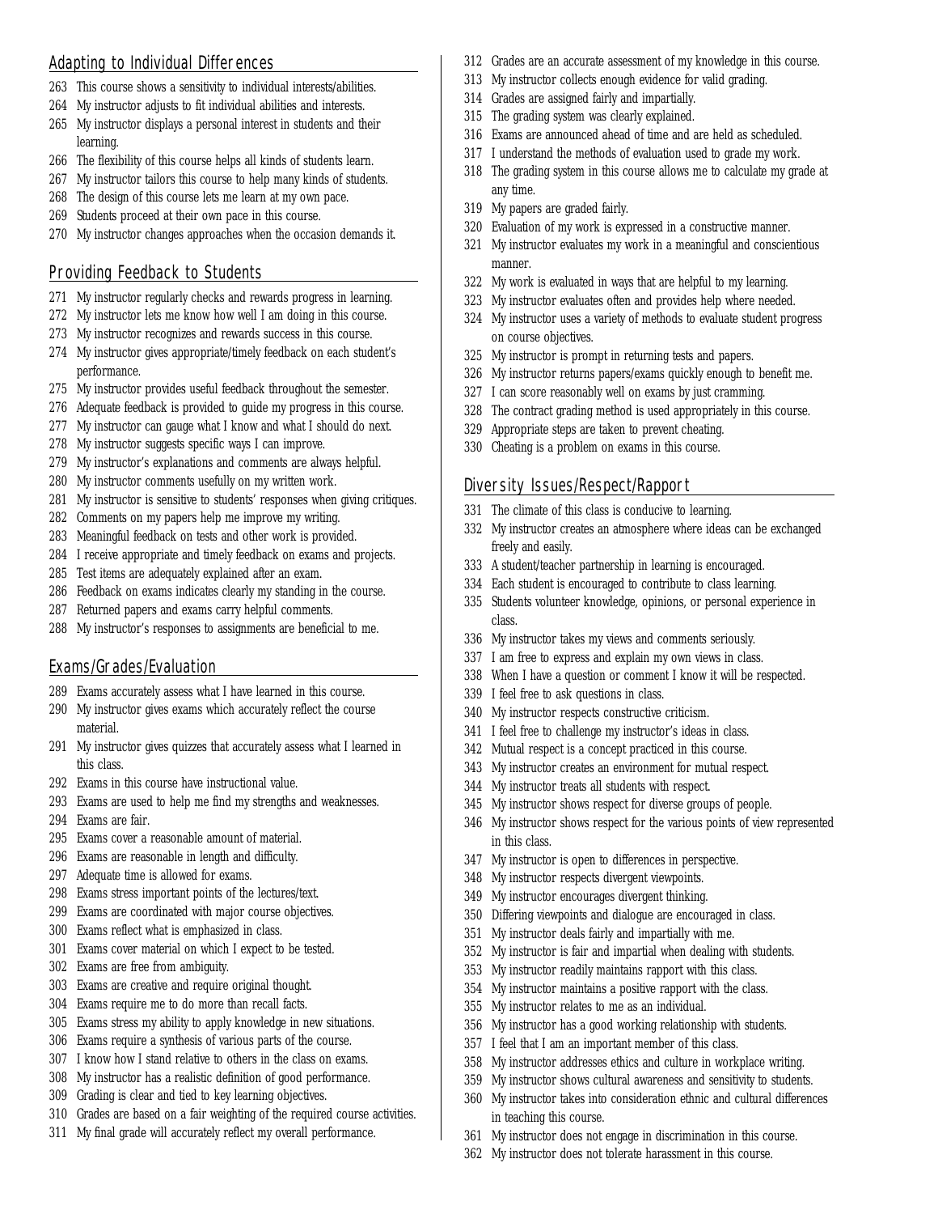## Adapting to Individual Differences

263 This course shows a sensitivity to individual interests/abilities.
264 My instructor adjusts to fit individual abilities and interests.
265 My instructor displays a personal interest in students and their learning.
266 The flexibility of this course helps all kinds of students learn.
267 My instructor tailors this course to help many kinds of students.
268 The design of this course lets me learn at my own pace.
269 Students proceed at their own pace in this course.
270 My instructor changes approaches when the occasion demands it.

## Providing Feedback to Students

271 My instructor regularly checks and rewards progress in learning.
272 My instructor lets me know how well I am doing in this course.
273 My instructor recognizes and rewards success in this course.
274 My instructor gives appropriate/timely feedback on each student's performance.
275 My instructor provides useful feedback throughout the semester.
276 Adequate feedback is provided to guide my progress in this course.
277 My instructor can gauge what I know and what I should do next.
278 My instructor suggests specific ways I can improve.
279 My instructor's explanations and comments are always helpful.
280 My instructor comments usefully on my written work.
281 My instructor is sensitive to students' responses when giving critiques.
282 Comments on my papers help me improve my writing.
283 Meaningful feedback on tests and other work is provided.
284 I receive appropriate and timely feedback on exams and projects.
285 Test items are adequately explained after an exam.
286 Feedback on exams indicates clearly my standing in the course.
287 Returned papers and exams carry helpful comments.
288 My instructor's responses to assignments are beneficial to me.

## Exams/Grades/Evaluation

289 Exams accurately assess what I have learned in this course.
290 My instructor gives exams which accurately reflect the course material.
291 My instructor gives quizzes that accurately assess what I learned in this class.
292 Exams in this course have instructional value.
293 Exams are used to help me find my strengths and weaknesses.
294 Exams are fair.
295 Exams cover a reasonable amount of material.
296 Exams are reasonable in length and difficulty.
297 Adequate time is allowed for exams.
298 Exams stress important points of the lectures/text.
299 Exams are coordinated with major course objectives.
300 Exams reflect what is emphasized in class.
301 Exams cover material on which I expect to be tested.
302 Exams are free from ambiguity.
303 Exams are creative and require original thought.
304 Exams require me to do more than recall facts.
305 Exams stress my ability to apply knowledge in new situations.
306 Exams require a synthesis of various parts of the course.
307 I know how I stand relative to others in the class on exams.
308 My instructor has a realistic definition of good performance.
309 Grading is clear and tied to key learning objectives.
310 Grades are based on a fair weighting of the required course activities.
311 My final grade will accurately reflect my overall performance.
312 Grades are an accurate assessment of my knowledge in this course.
313 My instructor collects enough evidence for valid grading.
314 Grades are assigned fairly and impartially.
315 The grading system was clearly explained.
316 Exams are announced ahead of time and are held as scheduled.
317 I understand the methods of evaluation used to grade my work.
318 The grading system in this course allows me to calculate my grade at any time.
319 My papers are graded fairly.
320 Evaluation of my work is expressed in a constructive manner.
321 My instructor evaluates my work in a meaningful and conscientious manner.
322 My work is evaluated in ways that are helpful to my learning.
323 My instructor evaluates often and provides help where needed.
324 My instructor uses a variety of methods to evaluate student progress on course objectives.
325 My instructor is prompt in returning tests and papers.
326 My instructor returns papers/exams quickly enough to benefit me.
327 I can score reasonably well on exams by just cramming.
328 The contract grading method is used appropriately in this course.
329 Appropriate steps are taken to prevent cheating.
330 Cheating is a problem on exams in this course.

## Diversity Issues/Respect/Rapport

331 The climate of this class is conducive to learning.
332 My instructor creates an atmosphere where ideas can be exchanged freely and easily.
333 A student/teacher partnership in learning is encouraged.
334 Each student is encouraged to contribute to class learning.
335 Students volunteer knowledge, opinions, or personal experience in class.
336 My instructor takes my views and comments seriously.
337 I am free to express and explain my own views in class.
338 When I have a question or comment I know it will be respected.
339 I feel free to ask questions in class.
340 My instructor respects constructive criticism.
341 I feel free to challenge my instructor's ideas in class.
342 Mutual respect is a concept practiced in this course.
343 My instructor creates an environment for mutual respect.
344 My instructor treats all students with respect.
345 My instructor shows respect for diverse groups of people.
346 My instructor shows respect for the various points of view represented in this class.
347 My instructor is open to differences in perspective.
348 My instructor respects divergent viewpoints.
349 My instructor encourages divergent thinking.
350 Differing viewpoints and dialogue are encouraged in class.
351 My instructor deals fairly and impartially with me.
352 My instructor is fair and impartial when dealing with students.
353 My instructor readily maintains rapport with this class.
354 My instructor maintains a positive rapport with the class.
355 My instructor relates to me as an individual.
356 My instructor has a good working relationship with students.
357 I feel that I am an important member of this class.
358 My instructor addresses ethics and culture in workplace writing.
359 My instructor shows cultural awareness and sensitivity to students.
360 My instructor takes into consideration ethnic and cultural differences in teaching this course.
361 My instructor does not engage in discrimination in this course.
362 My instructor does not tolerate harassment in this course.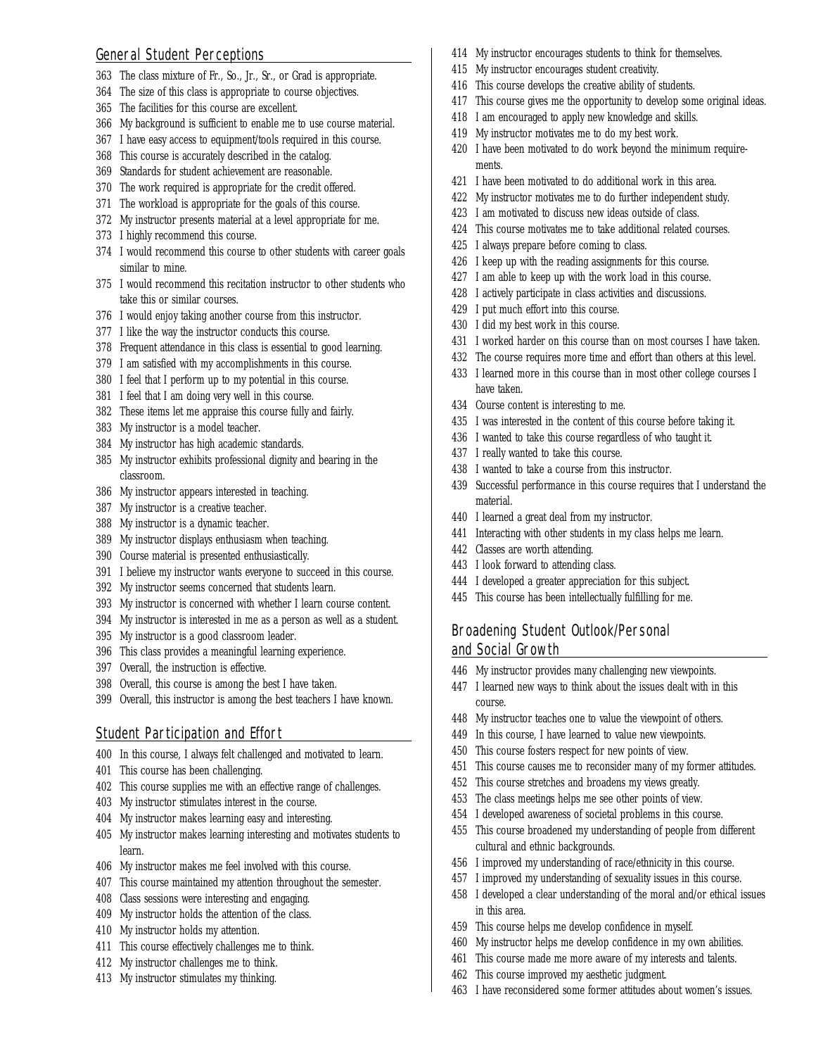## General Student Perceptions

363 The class mixture of Fr., So., Jr., Sr., or Grad is appropriate.
364 The size of this class is appropriate to course objectives.
365 The facilities for this course are excellent.
366 My background is sufficient to enable me to use course material.
367 I have easy access to equipment/tools required in this course.
368 This course is accurately described in the catalog.
369 Standards for student achievement are reasonable.
370 The work required is appropriate for the credit offered.
371 The workload is appropriate for the goals of this course.
372 My instructor presents material at a level appropriate for me.
373 I highly recommend this course.
374 I would recommend this course to other students with career goals similar to mine.
375 I would recommend this recitation instructor to other students who take this or similar courses.
376 I would enjoy taking another course from this instructor.
377 I like the way the instructor conducts this course.
378 Frequent attendance in this class is essential to good learning.
379 I am satisfied with my accomplishments in this course.
380 I feel that I perform up to my potential in this course.
381 I feel that I am doing very well in this course.
382 These items let me appraise this course fully and fairly.
383 My instructor is a model teacher.
384 My instructor has high academic standards.
385 My instructor exhibits professional dignity and bearing in the classroom.
386 My instructor appears interested in teaching.
387 My instructor is a creative teacher.
388 My instructor is a dynamic teacher.
389 My instructor displays enthusiasm when teaching.
390 Course material is presented enthusiastically.
391 I believe my instructor wants everyone to succeed in this course.
392 My instructor seems concerned that students learn.
393 My instructor is concerned with whether I learn course content.
394 My instructor is interested in me as a person as well as a student.
395 My instructor is a good classroom leader.
396 This class provides a meaningful learning experience.
397 Overall, the instruction is effective.
398 Overall, this course is among the best I have taken.
399 Overall, this instructor is among the best teachers I have known.

## Student Participation and Effort

400 In this course, I always felt challenged and motivated to learn.
401 This course has been challenging.
402 This course supplies me with an effective range of challenges.
403 My instructor stimulates interest in the course.
404 My instructor makes learning easy and interesting.
405 My instructor makes learning interesting and motivates students to learn.
406 My instructor makes me feel involved with this course.
407 This course maintained my attention throughout the semester.
408 Class sessions were interesting and engaging.
409 My instructor holds the attention of the class.
410 My instructor holds my attention.
411 This course effectively challenges me to think.
412 My instructor challenges me to think.
413 My instructor stimulates my thinking.
414 My instructor encourages students to think for themselves.
415 My instructor encourages student creativity.
416 This course develops the creative ability of students.
417 This course gives me the opportunity to develop some original ideas.
418 I am encouraged to apply new knowledge and skills.
419 My instructor motivates me to do my best work.
420 I have been motivated to do work beyond the minimum requirements.
421 I have been motivated to do additional work in this area.
422 My instructor motivates me to do further independent study.
423 I am motivated to discuss new ideas outside of class.
424 This course motivates me to take additional related courses.
425 I always prepare before coming to class.
426 I keep up with the reading assignments for this course.
427 I am able to keep up with the work load in this course.
428 I actively participate in class activities and discussions.
429 I put much effort into this course.
430 I did my best work in this course.
431 I worked harder on this course than on most courses I have taken.
432 The course requires more time and effort than others at this level.
433 I learned more in this course than in most other college courses I have taken.
434 Course content is interesting to me.
435 I was interested in the content of this course before taking it.
436 I wanted to take this course regardless of who taught it.
437 I really wanted to take this course.
438 I wanted to take a course from this instructor.
439 Successful performance in this course requires that I understand the material.
440 I learned a great deal from my instructor.
441 Interacting with other students in my class helps me learn.
442 Classes are worth attending.
443 I look forward to attending class.
444 I developed a greater appreciation for this subject.
445 This course has been intellectually fulfilling for me.

## Broadening Student Outlook/Personal and Social Growth

446 My instructor provides many challenging new viewpoints.
447 I learned new ways to think about the issues dealt with in this course.
448 My instructor teaches one to value the viewpoint of others.
449 In this course, I have learned to value new viewpoints.
450 This course fosters respect for new points of view.
451 This course causes me to reconsider many of my former attitudes.
452 This course stretches and broadens my views greatly.
453 The class meetings helps me see other points of view.
454 I developed awareness of societal problems in this course.
455 This course broadened my understanding of people from different cultural and ethnic backgrounds.
456 I improved my understanding of race/ethnicity in this course.
457 I improved my understanding of sexuality issues in this course.
458 I developed a clear understanding of the moral and/or ethical issues in this area.
459 This course helps me develop confidence in myself.
460 My instructor helps me develop confidence in my own abilities.
461 This course made me more aware of my interests and talents.
462 This course improved my aesthetic judgment.
463 I have reconsidered some former attitudes about women's issues.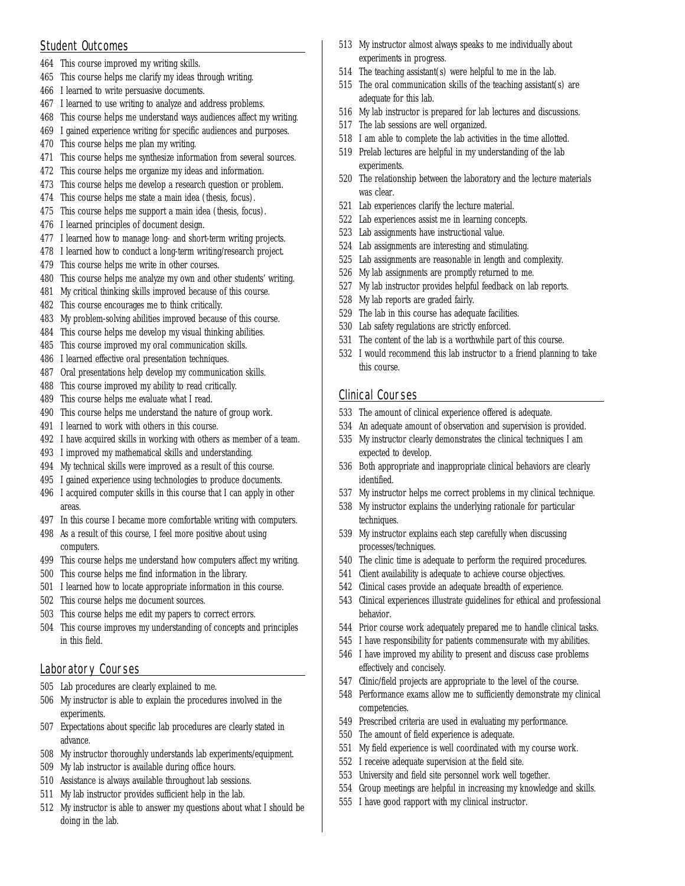## Student Outcomes

464 This course improved my writing skills.
465 This course helps me clarify my ideas through writing.
466 I learned to write persuasive documents.
467 I learned to use writing to analyze and address problems.
468 This course helps me understand ways audiences affect my writing.
469 I gained experience writing for specific audiences and purposes.
470 This course helps me plan my writing.
471 This course helps me synthesize information from several sources.
472 This course helps me organize my ideas and information.
473 This course helps me develop a research question or problem.
474 This course helps me state a main idea (thesis, focus).
475 This course helps me support a main idea (thesis, focus).
476 I learned principles of document design.
477 I learned how to manage long- and short-term writing projects.
478 I learned how to conduct a long-term writing/research project.
479 This course helps me write in other courses.
480 This course helps me analyze my own and other students' writing.
481 My critical thinking skills improved because of this course.
482 This course encourages me to think critically.
483 My problem-solving abilities improved because of this course.
484 This course helps me develop my visual thinking abilities.
485 This course improved my oral communication skills.
486 I learned effective oral presentation techniques.
487 Oral presentations help develop my communication skills.
488 This course improved my ability to read critically.
489 This course helps me evaluate what I read.
490 This course helps me understand the nature of group work.
491 I learned to work with others in this course.
492 I have acquired skills in working with others as member of a team.
493 I improved my mathematical skills and understanding.
494 My technical skills were improved as a result of this course.
495 I gained experience using technologies to produce documents.
496 I acquired computer skills in this course that I can apply in other areas.
497 In this course I became more comfortable writing with computers.
498 As a result of this course, I feel more positive about using computers.
499 This course helps me understand how computers affect my writing.
500 This course helps me find information in the library.
501 I learned how to locate appropriate information in this course.
502 This course helps me document sources.
503 This course helps me edit my papers to correct errors.
504 This course improves my understanding of concepts and principles in this field.

## Laboratory Courses

505 Lab procedures are clearly explained to me.
506 My instructor is able to explain the procedures involved in the experiments.
507 Expectations about specific lab procedures are clearly stated in advance.
508 My instructor thoroughly understands lab experiments/equipment.
509 My lab instructor is available during office hours.
510 Assistance is always available throughout lab sessions.
511 My lab instructor provides sufficient help in the lab.
512 My instructor is able to answer my questions about what I should be doing in the lab.
513 My instructor almost always speaks to me individually about experiments in progress.
514 The teaching assistant(s) were helpful to me in the lab.
515 The oral communication skills of the teaching assistant(s) are adequate for this lab.
516 My lab instructor is prepared for lab lectures and discussions.
517 The lab sessions are well organized.
518 I am able to complete the lab activities in the time allotted.
519 Prelab lectures are helpful in my understanding of the lab experiments.
520 The relationship between the laboratory and the lecture materials was clear.
521 Lab experiences clarify the lecture material.
522 Lab experiences assist me in learning concepts.
523 Lab assignments have instructional value.
524 Lab assignments are interesting and stimulating.
525 Lab assignments are reasonable in length and complexity.
526 My lab assignments are promptly returned to me.
527 My lab instructor provides helpful feedback on lab reports.
528 My lab reports are graded fairly.
529 The lab in this course has adequate facilities.
530 Lab safety regulations are strictly enforced.
531 The content of the lab is a worthwhile part of this course.
532 I would recommend this lab instructor to a friend planning to take this course.

## Clinical Courses

533 The amount of clinical experience offered is adequate.
534 An adequate amount of observation and supervision is provided.
535 My instructor clearly demonstrates the clinical techniques I am expected to develop.
536 Both appropriate and inappropriate clinical behaviors are clearly identified.
537 My instructor helps me correct problems in my clinical technique.
538 My instructor explains the underlying rationale for particular techniques.
539 My instructor explains each step carefully when discussing processes/techniques.
540 The clinic time is adequate to perform the required procedures.
541 Client availability is adequate to achieve course objectives.
542 Clinical cases provide an adequate breadth of experience.
543 Clinical experiences illustrate guidelines for ethical and professional behavior.
544 Prior course work adequately prepared me to handle clinical tasks.
545 I have responsibility for patients commensurate with my abilities.
546 I have improved my ability to present and discuss case problems effectively and concisely.
547 Clinic/field projects are appropriate to the level of the course.
548 Performance exams allow me to sufficiently demonstrate my clinical competencies.
549 Prescribed criteria are used in evaluating my performance.
550 The amount of field experience is adequate.
551 My field experience is well coordinated with my course work.
552 I receive adequate supervision at the field site.
553 University and field site personnel work well together.
554 Group meetings are helpful in increasing my knowledge and skills.
555 I have good rapport with my clinical instructor.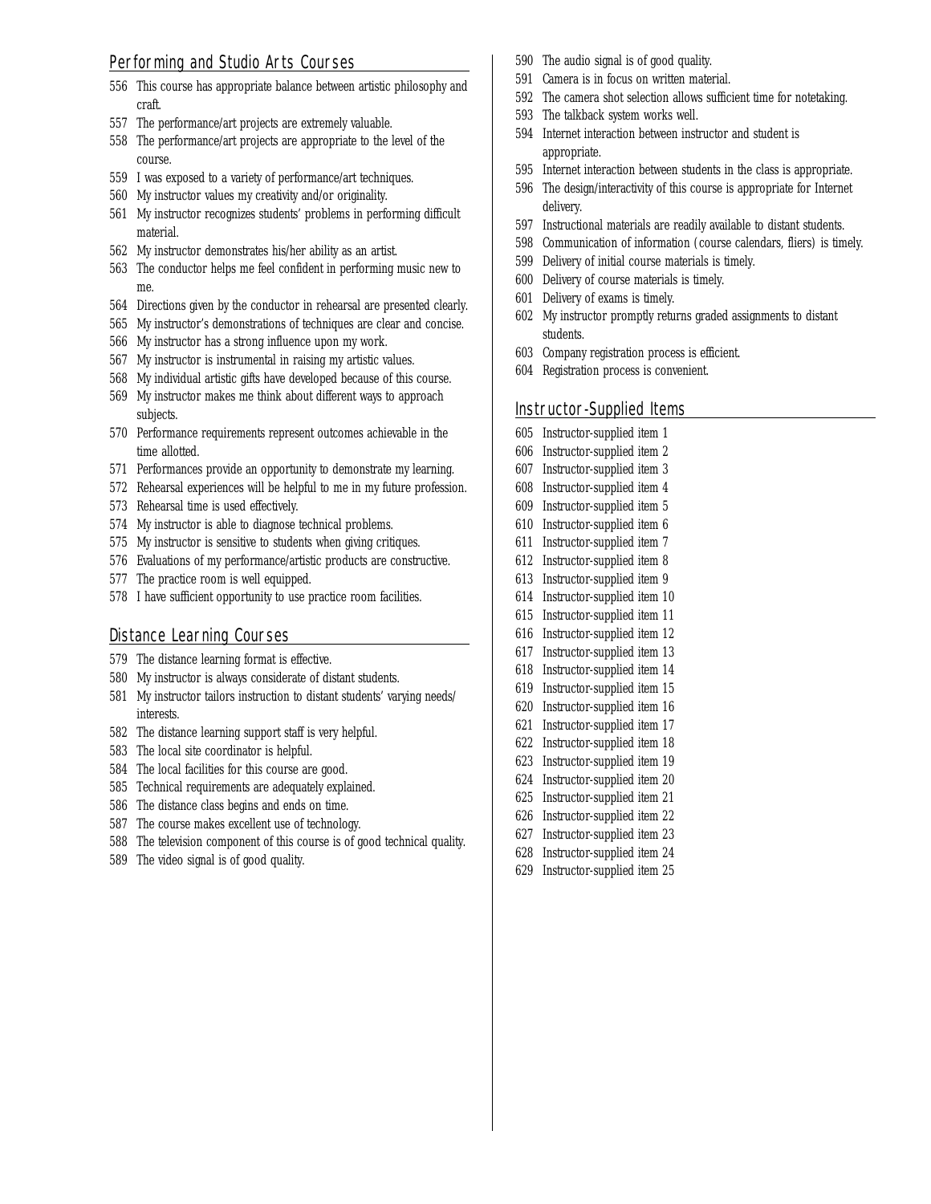## Performing and Studio Arts Courses

556 This course has appropriate balance between artistic philosophy and craft.
557 The performance/art projects are extremely valuable.
558 The performance/art projects are appropriate to the level of the course.
559 I was exposed to a variety of performance/art techniques.
560 My instructor values my creativity and/or originality.
561 My instructor recognizes students' problems in performing difficult material.
562 My instructor demonstrates his/her ability as an artist.
563 The conductor helps me feel confident in performing music new to me.
564 Directions given by the conductor in rehearsal are presented clearly.
565 My instructor's demonstrations of techniques are clear and concise.
566 My instructor has a strong influence upon my work.
567 My instructor is instrumental in raising my artistic values.
568 My individual artistic gifts have developed because of this course.
569 My instructor makes me think about different ways to approach subjects.
570 Performance requirements represent outcomes achievable in the time allotted.
571 Performances provide an opportunity to demonstrate my learning.
572 Rehearsal experiences will be helpful to me in my future profession.
573 Rehearsal time is used effectively.
574 My instructor is able to diagnose technical problems.
575 My instructor is sensitive to students when giving critiques.
576 Evaluations of my performance/artistic products are constructive.
577 The practice room is well equipped.
578 I have sufficient opportunity to use practice room facilities.

## Distance Learning Courses

579 The distance learning format is effective.
580 My instructor is always considerate of distant students.
581 My instructor tailors instruction to distant students' varying needs/interests.
582 The distance learning support staff is very helpful.
583 The local site coordinator is helpful.
584 The local facilities for this course are good.
585 Technical requirements are adequately explained.
586 The distance class begins and ends on time.
587 The course makes excellent use of technology.
588 The television component of this course is of good technical quality.
589 The video signal is of good quality.
590 The audio signal is of good quality.
591 Camera is in focus on written material.
592 The camera shot selection allows sufficient time for notetaking.
593 The talkback system works well.
594 Internet interaction between instructor and student is appropriate.
595 Internet interaction between students in the class is appropriate.
596 The design/interactivity of this course is appropriate for Internet delivery.
597 Instructional materials are readily available to distant students.
598 Communication of information (course calendars, fliers) is timely.
599 Delivery of initial course materials is timely.
600 Delivery of course materials is timely.
601 Delivery of exams is timely.
602 My instructor promptly returns graded assignments to distant students.
603 Company registration process is efficient.
604 Registration process is convenient.

## Instructor-Supplied Items

605 Instructor-supplied item 1
606 Instructor-supplied item 2
607 Instructor-supplied item 3
608 Instructor-supplied item 4
609 Instructor-supplied item 5
610 Instructor-supplied item 6
611 Instructor-supplied item 7
612 Instructor-supplied item 8
613 Instructor-supplied item 9
614 Instructor-supplied item 10
615 Instructor-supplied item 11
616 Instructor-supplied item 12
617 Instructor-supplied item 13
618 Instructor-supplied item 14
619 Instructor-supplied item 15
620 Instructor-supplied item 16
621 Instructor-supplied item 17
622 Instructor-supplied item 18
623 Instructor-supplied item 19
624 Instructor-supplied item 20
625 Instructor-supplied item 21
626 Instructor-supplied item 22
627 Instructor-supplied item 23
628 Instructor-supplied item 24
629 Instructor-supplied item 25